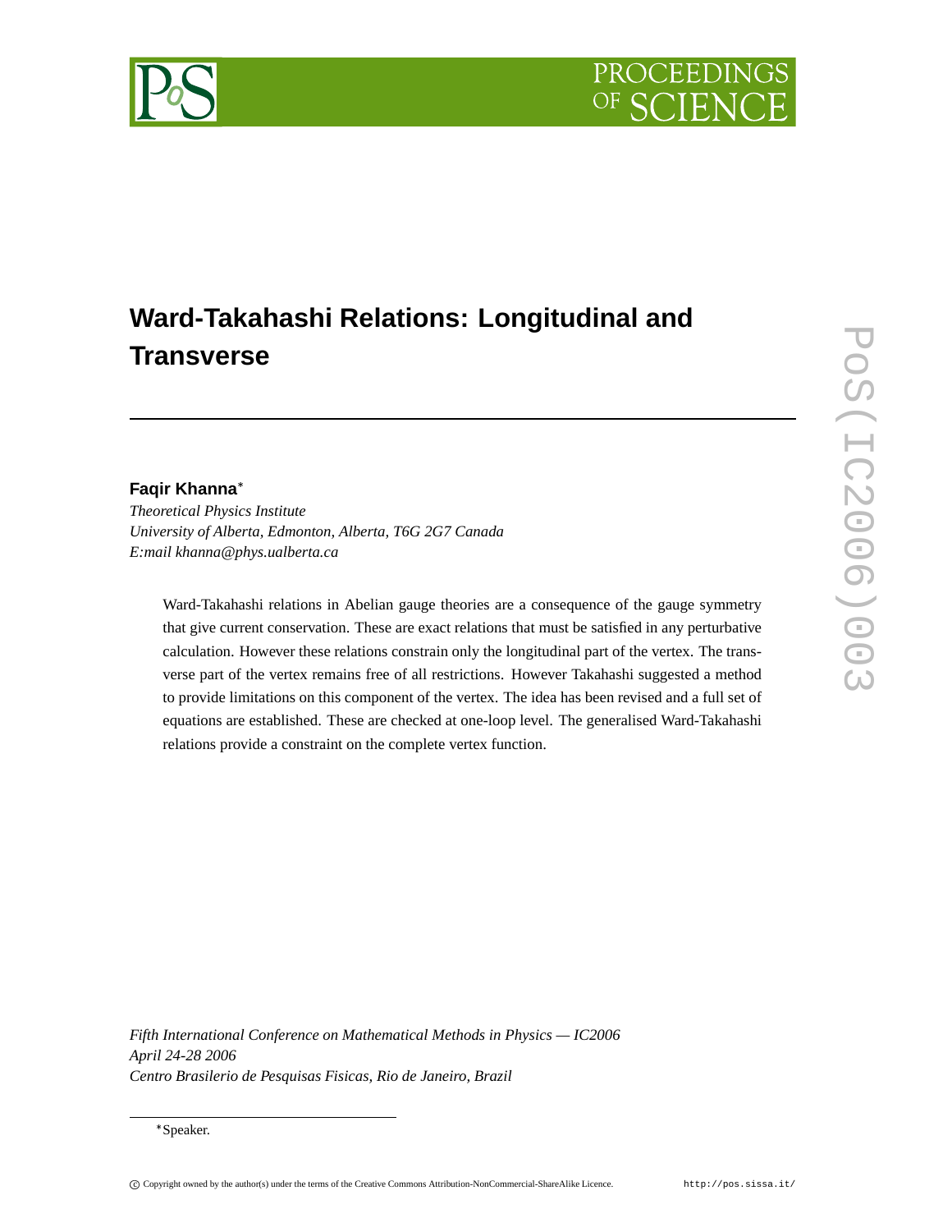# Ward-Takahashi Relations: Longitudinal and Transverse

**Faqir Khanna***

*Theoretical Physics Institute*
*University of Alberta, Edmonton, Alberta, T6G 2G7 Canada*
*E:mail khanna@phys.ualberta.ca*

Ward-Takahashi relations in Abelian gauge theories are a consequence of the gauge symmetry that give current conservation. These are exact relations that must be satisfied in any perturbative calculation. However these relations constrain only the longitudinal part of the vertex. The transverse part of the vertex remains free of all restrictions. However Takahashi suggested a method to provide limitations on this component of the vertex. The idea has been revised and a full set of equations are established. These are checked at one-loop level. The generalised Ward-Takahashi relations provide a constraint on the complete vertex function.

*Fifth International Conference on Mathematical Methods in Physics — IC2006*
*April 24-28 2006*
*Centro Brasilerio de Pesquisas Fisicas, Rio de Janeiro, Brazil*

*Speaker.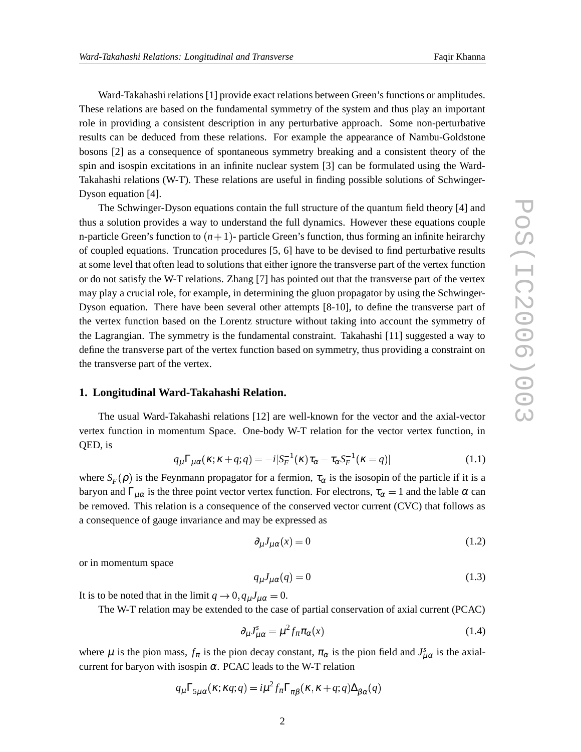Ward-Takahashi relations [1] provide exact relations between Green's functions or amplitudes. These relations are based on the fundamental symmetry of the system and thus play an important role in providing a consistent description in any perturbative approach. Some non-perturbative results can be deduced from these relations. For example the appearance of Nambu-Goldstone bosons [2] as a consequence of spontaneous symmetry breaking and a consistent theory of the spin and isospin excitations in an infinite nuclear system [3] can be formulated using the Ward-Takahashi relations (W-T). These relations are useful in finding possible solutions of Schwinger-Dyson equation [4].

The Schwinger-Dyson equations contain the full structure of the quantum field theory [4] and thus a solution provides a way to understand the full dynamics. However these equations couple n-particle Green's function to $(n+1)$- particle Green's function, thus forming an infinite heirarchy of coupled equations. Truncation procedures [5, 6] have to be devised to find perturbative results at some level that often lead to solutions that either ignore the transverse part of the vertex function or do not satisfy the W-T relations. Zhang [7] has pointed out that the transverse part of the vertex may play a crucial role, for example, in determining the gluon propagator by using the Schwinger-Dyson equation. There have been several other attempts [8-10], to define the transverse part of the vertex function based on the Lorentz structure without taking into account the symmetry of the Lagrangian. The symmetry is the fundamental constraint. Takahashi [11] suggested a way to define the transverse part of the vertex function based on symmetry, thus providing a constraint on the transverse part of the vertex.

## 1. Longitudinal Ward-Takahashi Relation.

The usual Ward-Takahashi relations [12] are well-known for the vector and the axial-vector vertex function in momentum Space. One-body W-T relation for the vector vertex function, in QED, is

$$q_\mu \Gamma_{\mu\alpha}(\kappa;\kappa+q;q) = -i[S_F^{-1}(\kappa)\tau_\alpha - \tau_\alpha S_F^{-1}(\kappa=q)] \tag{1.1}$$

where $S_F(\rho)$ is the Feynmann propagator for a fermion, $\tau_\alpha$ is the isosopin of the particle if it is a baryon and $\Gamma_{\mu\alpha}$ is the three point vector vertex function. For electrons, $\tau_\alpha = 1$ and the lable $\alpha$ can be removed. This relation is a consequence of the conserved vector current (CVC) that follows as a consequence of gauge invariance and may be expressed as

$$\partial_\mu J_{\mu\alpha}(x) = 0 \tag{1.2}$$

or in momentum space

$$q_\mu J_{\mu\alpha}(q) = 0 \tag{1.3}$$

It is to be noted that in the limit $q \to 0, q_\mu J_{\mu\alpha} = 0$.

The W-T relation may be extended to the case of partial conservation of axial current (PCAC)

$$\partial_\mu J^s_{\mu\alpha} = \mu^2 f_\pi \pi_\alpha(x) \tag{1.4}$$

where $\mu$ is the pion mass, $f_\pi$ is the pion decay constant, $\pi_\alpha$ is the pion field and $J^s_{\mu\alpha}$ is the axial-current for baryon with isospin $\alpha$. PCAC leads to the W-T relation

$$q_\mu \Gamma_{5\mu\alpha}(\kappa;\kappa q;q) = i\mu^2 f_\pi \Gamma_{\pi\beta}(\kappa,\kappa+q;q)\Delta_{\beta\alpha}(q)$$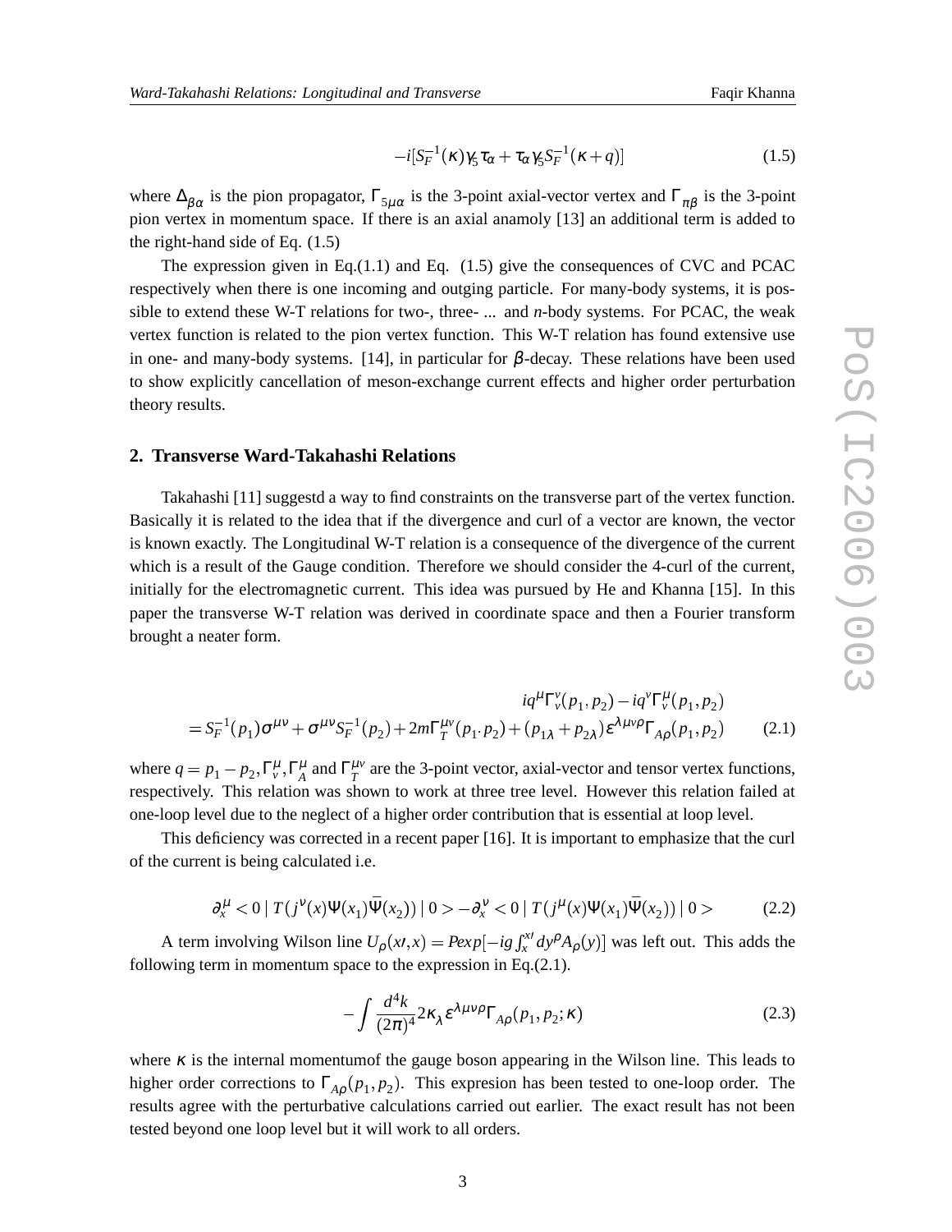$$-i[S_F^{-1}(\kappa)\gamma_5\tau_\alpha + \tau_\alpha\gamma_5 S_F^{-1}(\kappa+q)] \tag{1.5}$$

where $\Delta_{\beta\alpha}$ is the pion propagator, $\Gamma_{5\mu\alpha}$ is the 3-point axial-vector vertex and $\Gamma_{\pi\beta}$ is the 3-point pion vertex in momentum space. If there is an axial anamoly [13] an additional term is added to the right-hand side of Eq. (1.5)

The expression given in Eq.(1.1) and Eq. (1.5) give the consequences of CVC and PCAC respectively when there is one incoming and outging particle. For many-body systems, it is possible to extend these W-T relations for two-, three- ... and *n*-body systems. For PCAC, the weak vertex function is related to the pion vertex function. This W-T relation has found extensive use in one- and many-body systems. [14], in particular for $\beta$-decay. These relations have been used to show explicitly cancellation of meson-exchange current effects and higher order perturbation theory results.

## 2. Transverse Ward-Takahashi Relations

Takahashi [11] suggestd a way to find constraints on the transverse part of the vertex function. Basically it is related to the idea that if the divergence and curl of a vector are known, the vector is known exactly. The Longitudinal W-T relation is a consequence of the divergence of the current which is a result of the Gauge condition. Therefore we should consider the 4-curl of the current, initially for the electromagnetic current. This idea was pursued by He and Khanna [15]. In this paper the transverse W-T relation was derived in coordinate space and then a Fourier transform brought a neater form.

$$\begin{aligned} &iq^\mu \Gamma_v^\nu(p_1,p_2) - iq^\nu \Gamma_v^\mu(p_1,p_2) \\ &= S_F^{-1}(p_1)\sigma^{\mu\nu} + \sigma^{\mu\nu} S_F^{-1}(p_2) + 2m\Gamma_T^{\mu\nu}(p_1.p_2) + (p_{1\lambda}+p_{2\lambda})\varepsilon^{\lambda\mu\nu\rho}\Gamma_{A\rho}(p_1,p_2) \end{aligned} \tag{2.1}$$

where $q = p_1 - p_2, \Gamma_v^\mu, \Gamma_A^\mu$ and $\Gamma_T^{\mu\nu}$ are the 3-point vector, axial-vector and tensor vertex functions, respectively. This relation was shown to work at three tree level. However this relation failed at one-loop level due to the neglect of a higher order contribution that is essential at loop level.

This deficiency was corrected in a recent paper [16]. It is important to emphasize that the curl of the current is being calculated i.e.

$$\partial_x^\mu < 0 \mid T(j^\nu(x)\Psi(x_1)\bar{\Psi}(x_2)) \mid 0 > -\partial_x^\nu < 0 \mid T(j^\mu(x)\Psi(x_1)\bar{\Psi}(x_2)) \mid 0 > \tag{2.2}$$

A term involving Wilson line $U_\rho(x\prime,x) = Pexp[-ig\int_x^{x\prime} dy^\rho A_\rho(y)]$ was left out. This adds the following term in momentum space to the expression in Eq.(2.1).

$$-\int \frac{d^4k}{(2\pi)^4} 2\kappa_\lambda \varepsilon^{\lambda\mu\nu\rho}\Gamma_{A\rho}(p_1,p_2;\kappa) \tag{2.3}$$

where $\kappa$ is the internal momentumof the gauge boson appearing in the Wilson line. This leads to higher order corrections to $\Gamma_{A\rho}(p_1,p_2)$. This expresion has been tested to one-loop order. The results agree with the perturbative calculations carried out earlier. The exact result has not been tested beyond one loop level but it will work to all orders.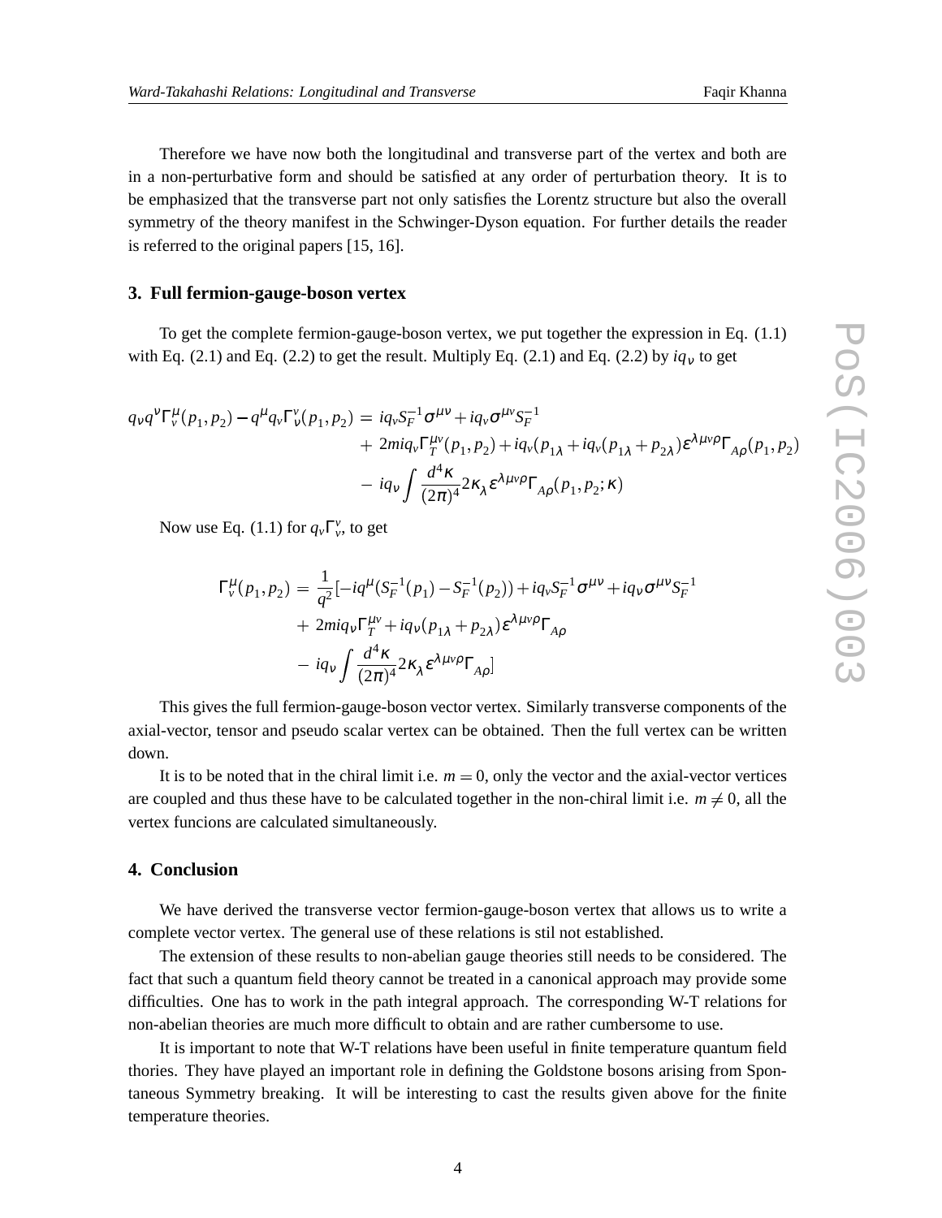Therefore we have now both the longitudinal and transverse part of the vertex and both are in a non-perturbative form and should be satisfied at any order of perturbation theory. It is to be emphasized that the transverse part not only satisfies the Lorentz structure but also the overall symmetry of the theory manifest in the Schwinger-Dyson equation. For further details the reader is referred to the original papers [15, 16].

## 3. Full fermion-gauge-boson vertex

To get the complete fermion-gauge-boson vertex, we put together the expression in Eq. (1.1) with Eq. (2.1) and Eq. (2.2) to get the result. Multiply Eq. (2.1) and Eq. (2.2) by $iq_\nu$ to get

$$
\begin{aligned}
q_\nu q^\nu \Gamma^\mu_v(p_1,p_2) - q^\mu q_\nu \Gamma^\nu_v(p_1,p_2) = \; & iq_\nu S_F^{-1}\sigma^{\mu\nu} + iq_\nu \sigma^{\mu\nu} S_F^{-1} \\
& + 2miq_\nu \Gamma_T^{\mu\nu}(p_1,p_2) + iq_\nu(p_{1\lambda} + iq_\nu(p_{1\lambda}+p_{2\lambda})\varepsilon^{\lambda\mu\nu\rho}\Gamma_{A\rho}(p_1,p_2) \\
& - iq_\nu \int \frac{d^4\kappa}{(2\pi)^4} 2\kappa_\lambda \varepsilon^{\lambda\mu\nu\rho}\Gamma_{A\rho}(p_1,p_2;\kappa)
\end{aligned}
$$

Now use Eq. (1.1) for $q_\nu \Gamma^\nu_v$, to get

$$
\begin{aligned}
\Gamma^\mu_v(p_1,p_2) = \; & \frac{1}{q^2}[-iq^\mu(S_F^{-1}(p_1) - S_F^{-1}(p_2)) + iq_\nu S_F^{-1}\sigma^{\mu\nu} + iq_\nu \sigma^{\mu\nu} S_F^{-1} \\
& + 2miq_\nu \Gamma_T^{\mu\nu} + iq_\nu(p_{1\lambda}+p_{2\lambda})\varepsilon^{\lambda\mu\nu\rho}\Gamma_{A\rho} \\
& - iq_\nu \int \frac{d^4\kappa}{(2\pi)^4} 2\kappa_\lambda \varepsilon^{\lambda\mu\nu\rho}\Gamma_{A\rho}]
\end{aligned}
$$

This gives the full fermion-gauge-boson vector vertex. Similarly transverse components of the axial-vector, tensor and pseudo scalar vertex can be obtained. Then the full vertex can be written down.

It is to be noted that in the chiral limit i.e. $m = 0$, only the vector and the axial-vector vertices are coupled and thus these have to be calculated together in the non-chiral limit i.e. $m \neq 0$, all the vertex funcions are calculated simultaneously.

## 4. Conclusion

We have derived the transverse vector fermion-gauge-boson vertex that allows us to write a complete vector vertex. The general use of these relations is stil not established.

The extension of these results to non-abelian gauge theories still needs to be considered. The fact that such a quantum field theory cannot be treated in a canonical approach may provide some difficulties. One has to work in the path integral approach. The corresponding W-T relations for non-abelian theories are much more difficult to obtain and are rather cumbersome to use.

It is important to note that W-T relations have been useful in finite temperature quantum field thories. They have played an important role in defining the Goldstone bosons arising from Spontaneous Symmetry breaking. It will be interesting to cast the results given above for the finite temperature theories.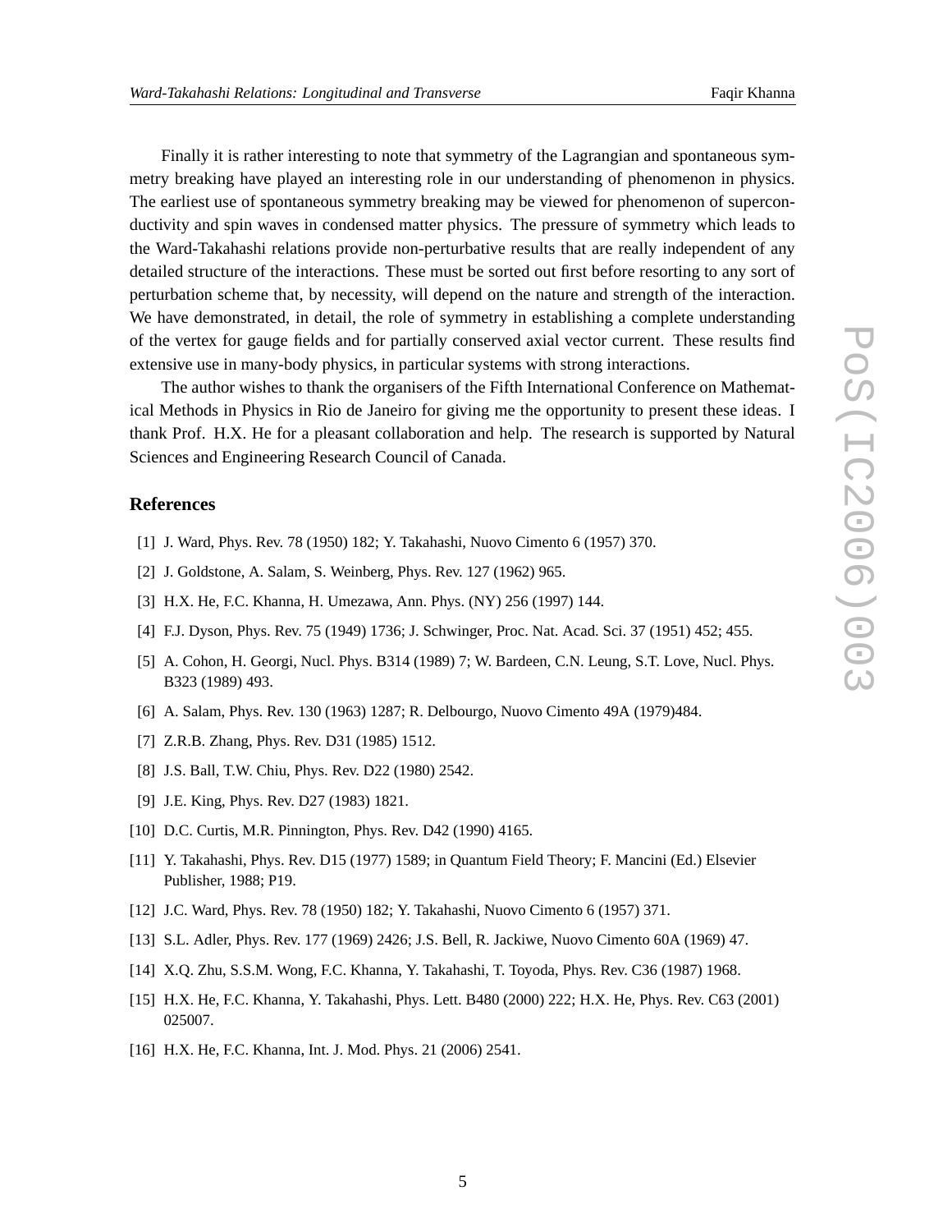Finally it is rather interesting to note that symmetry of the Lagrangian and spontaneous symmetry breaking have played an interesting role in our understanding of phenomenon in physics. The earliest use of spontaneous symmetry breaking may be viewed for phenomenon of superconductivity and spin waves in condensed matter physics. The pressure of symmetry which leads to the Ward-Takahashi relations provide non-perturbative results that are really independent of any detailed structure of the interactions. These must be sorted out first before resorting to any sort of perturbation scheme that, by necessity, will depend on the nature and strength of the interaction. We have demonstrated, in detail, the role of symmetry in establishing a complete understanding of the vertex for gauge fields and for partially conserved axial vector current. These results find extensive use in many-body physics, in particular systems with strong interactions.

The author wishes to thank the organisers of the Fifth International Conference on Mathematical Methods in Physics in Rio de Janeiro for giving me the opportunity to present these ideas. I thank Prof. H.X. He for a pleasant collaboration and help. The research is supported by Natural Sciences and Engineering Research Council of Canada.

## References

[1] J. Ward, Phys. Rev. 78 (1950) 182; Y. Takahashi, Nuovo Cimento 6 (1957) 370.

[2] J. Goldstone, A. Salam, S. Weinberg, Phys. Rev. 127 (1962) 965.

[3] H.X. He, F.C. Khanna, H. Umezawa, Ann. Phys. (NY) 256 (1997) 144.

[4] F.J. Dyson, Phys. Rev. 75 (1949) 1736; J. Schwinger, Proc. Nat. Acad. Sci. 37 (1951) 452; 455.

[5] A. Cohon, H. Georgi, Nucl. Phys. B314 (1989) 7; W. Bardeen, C.N. Leung, S.T. Love, Nucl. Phys. B323 (1989) 493.

[6] A. Salam, Phys. Rev. 130 (1963) 1287; R. Delbourgo, Nuovo Cimento 49A (1979)484.

[7] Z.R.B. Zhang, Phys. Rev. D31 (1985) 1512.

[8] J.S. Ball, T.W. Chiu, Phys. Rev. D22 (1980) 2542.

[9] J.E. King, Phys. Rev. D27 (1983) 1821.

[10] D.C. Curtis, M.R. Pinnington, Phys. Rev. D42 (1990) 4165.

[11] Y. Takahashi, Phys. Rev. D15 (1977) 1589; in Quantum Field Theory; F. Mancini (Ed.) Elsevier Publisher, 1988; P19.

[12] J.C. Ward, Phys. Rev. 78 (1950) 182; Y. Takahashi, Nuovo Cimento 6 (1957) 371.

[13] S.L. Adler, Phys. Rev. 177 (1969) 2426; J.S. Bell, R. Jackiwe, Nuovo Cimento 60A (1969) 47.

[14] X.Q. Zhu, S.S.M. Wong, F.C. Khanna, Y. Takahashi, T. Toyoda, Phys. Rev. C36 (1987) 1968.

[15] H.X. He, F.C. Khanna, Y. Takahashi, Phys. Lett. B480 (2000) 222; H.X. He, Phys. Rev. C63 (2001) 025007.

[16] H.X. He, F.C. Khanna, Int. J. Mod. Phys. 21 (2006) 2541.